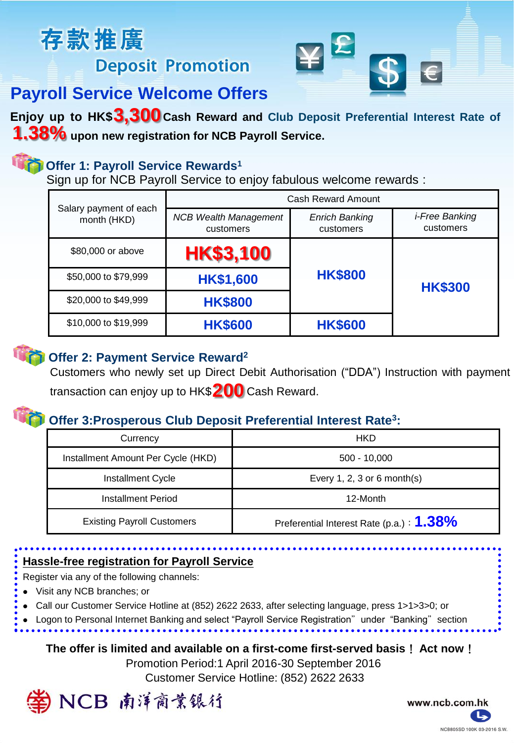# 存款推廣

## Deposit Promotion

## Payroll Service Welcome Offers

**Enjoy up to HK$3,300 Cash Reward and Club Deposit Preferential Interest Rate of 1.38% upon new registration for NCB Payroll Service.**

### Offer 1: Payroll Service Rewards[1]

Sign up for NCB Payroll Service to enjoy fabulous welcome rewards :

| Salary payment of each month (HKD) | Cash Reward Amount | | |
|---|---|---|---|
| | *NCB Wealth Management* customers | *Enrich Banking* customers | *i-Free Banking* customers |
| $80,000 or above | **HK$3,100** | **HK$800** | **HK$300** |
| $50,000 to $79,999 | **HK$1,600** | | |
| $20,000 to $49,999 | **HK$800** | | |
| $10,000 to $19,999 | **HK$600** | **HK$600** | |

### Offer 2: Payment Service Reward[2]

Customers who newly set up Direct Debit Authorisation ("DDA") Instruction with payment transaction can enjoy up to HK$200 Cash Reward.

### Offer 3:Prosperous Club Deposit Preferential Interest Rate[3]:

| Currency | HKD |
|---|---|
| Installment Amount Per Cycle (HKD) | 500 - 10,000 |
| Installment Cycle | Every 1, 2, 3 or 6 month(s) |
| Installment Period | 12-Month |
| Existing Payroll Customers | Preferential Interest Rate (p.a.)：**1.38%** |

**Hassle-free registration for Payroll Service**

Register via any of the following channels:

- Visit any NCB branches; or
- Call our Customer Service Hotline at (852) 2622 2633, after selecting language, press 1>1>3>0; or
- Logon to Personal Internet Banking and select "Payroll Service Registration" under "Banking" section

**The offer is limited and available on a first-come first-served basis！ Act now！**

Promotion Period:1 April 2016-30 September 2016

Customer Service Hotline: (852) 2622 2633

NCB 南洋商業銀行

www.ncb.com.hk

NCB805SD 100K 03-2016 S.W.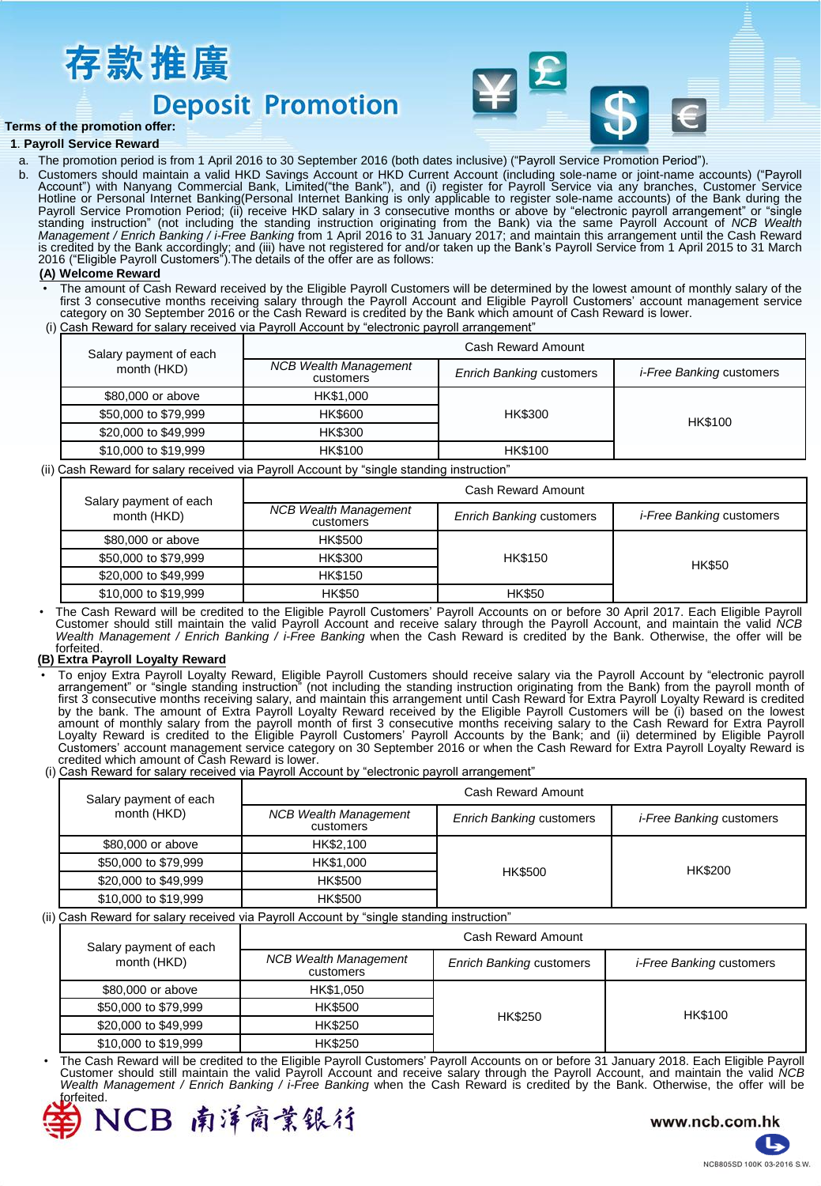# 存款推廣

## Deposit Promotion

**Terms of the promotion offer:**

**1. Payroll Service Reward**

a. The promotion period is from 1 April 2016 to 30 September 2016 (both dates inclusive) ("Payroll Service Promotion Period").

b. Customers should maintain a valid HKD Savings Account or HKD Current Account (including sole-name or joint-name accounts) ("Payroll Account") with Nanyang Commercial Bank, Limited("the Bank"), and (i) register for Payroll Service via any branches, Customer Service Hotline or Personal Internet Banking(Personal Internet Banking is only applicable to register sole-name accounts) of the Bank during the Payroll Service Promotion Period; (ii) receive HKD salary in 3 consecutive months or above by "electronic payroll arrangement" or "single standing instruction" (not including the standing instruction originating from the Bank) via the same Payroll Account of *NCB Wealth Management / Enrich Banking / i-Free Banking* from 1 April 2016 to 31 January 2017; and maintain this arrangement until the Cash Reward is credited by the Bank accordingly; and (iii) have not registered for and/or taken up the Bank's Payroll Service from 1 April 2015 to 31 March 2016 ("Eligible Payroll Customers").The details of the offer are as follows:

**(A) Welcome Reward**

- The amount of Cash Reward received by the Eligible Payroll Customers will be determined by the lowest amount of monthly salary of the first 3 consecutive months receiving salary through the Payroll Account and Eligible Payroll Customers' account management service category on 30 September 2016 or the Cash Reward is credited by the Bank which amount of Cash Reward is lower.

(i) Cash Reward for salary received via Payroll Account by "electronic payroll arrangement"

| Salary payment of each month (HKD) | Cash Reward Amount | | |
|---|---|---|---|
| | *NCB Wealth Management* customers | *Enrich Banking* customers | *i-Free Banking* customers |
| $80,000 or above | HK$1,000 | HK$300 | HK$100 |
| $50,000 to $79,999 | HK$600 | | |
| $20,000 to $49,999 | HK$300 | | |
| $10,000 to $19,999 | HK$100 | HK$100 | |

(ii) Cash Reward for salary received via Payroll Account by "single standing instruction"

| Salary payment of each month (HKD) | Cash Reward Amount | | |
|---|---|---|---|
| | *NCB Wealth Management* customers | *Enrich Banking* customers | *i-Free Banking* customers |
| $80,000 or above | HK$500 | HK$150 | HK$50 |
| $50,000 to $79,999 | HK$300 | | |
| $20,000 to $49,999 | HK$150 | | |
| $10,000 to $19,999 | HK$50 | HK$50 | |

- The Cash Reward will be credited to the Eligible Payroll Customers' Payroll Accounts on or before 30 April 2017. Each Eligible Payroll Customer should still maintain the valid Payroll Account and receive salary through the Payroll Account, and maintain the valid *NCB Wealth Management / Enrich Banking / i-Free Banking* when the Cash Reward is credited by the Bank. Otherwise, the offer will be forfeited.

**(B) Extra Payroll Loyalty Reward**

- To enjoy Extra Payroll Loyalty Reward, Eligible Payroll Customers should receive salary via the Payroll Account by "electronic payroll arrangement" or "single standing instruction" (not including the standing instruction originating from the Bank) from the payroll month of first 3 consecutive months receiving salary, and maintain this arrangement until Cash Reward for Extra Payroll Loyalty Reward is credited by the bank. The amount of Extra Payroll Loyalty Reward received by the Eligible Payroll Customers will be (i) based on the lowest amount of monthly salary from the payroll month of first 3 consecutive months receiving salary to the Cash Reward for Extra Payroll Loyalty Reward is credited to the Eligible Payroll Customers' Payroll Accounts by the Bank; and (ii) determined by Eligible Payroll Customers' account management service category on 30 September 2016 or when the Cash Reward for Extra Payroll Loyalty Reward is credited which amount of Cash Reward is lower.

(i) Cash Reward for salary received via Payroll Account by "electronic payroll arrangement"

| Salary payment of each month (HKD) | Cash Reward Amount | | |
|---|---|---|---|
| | *NCB Wealth Management* customers | *Enrich Banking* customers | *i-Free Banking* customers |
| $80,000 or above | HK$2,100 | HK$500 | HK$200 |
| $50,000 to $79,999 | HK$1,000 | | |
| $20,000 to $49,999 | HK$500 | | |
| $10,000 to $19,999 | HK$500 | | |

(ii) Cash Reward for salary received via Payroll Account by "single standing instruction"

| Salary payment of each month (HKD) | Cash Reward Amount | | |
|---|---|---|---|
| | *NCB Wealth Management* customers | *Enrich Banking* customers | *i-Free Banking* customers |
| $80,000 or above | HK$1,050 | HK$250 | HK$100 |
| $50,000 to $79,999 | HK$500 | | |
| $20,000 to $49,999 | HK$250 | | |
| $10,000 to $19,999 | HK$250 | | |

- The Cash Reward will be credited to the Eligible Payroll Customers' Payroll Accounts on or before 31 January 2018. Each Eligible Payroll Customer should still maintain the valid Payroll Account and receive salary through the Payroll Account, and maintain the valid *NCB Wealth Management / Enrich Banking / i-Free Banking* when the Cash Reward is credited by the Bank. Otherwise, the offer will be forfeited.

NCB 南洋商業銀行

www.ncb.com.hk

NCB805SD 100K 03-2016 S.W.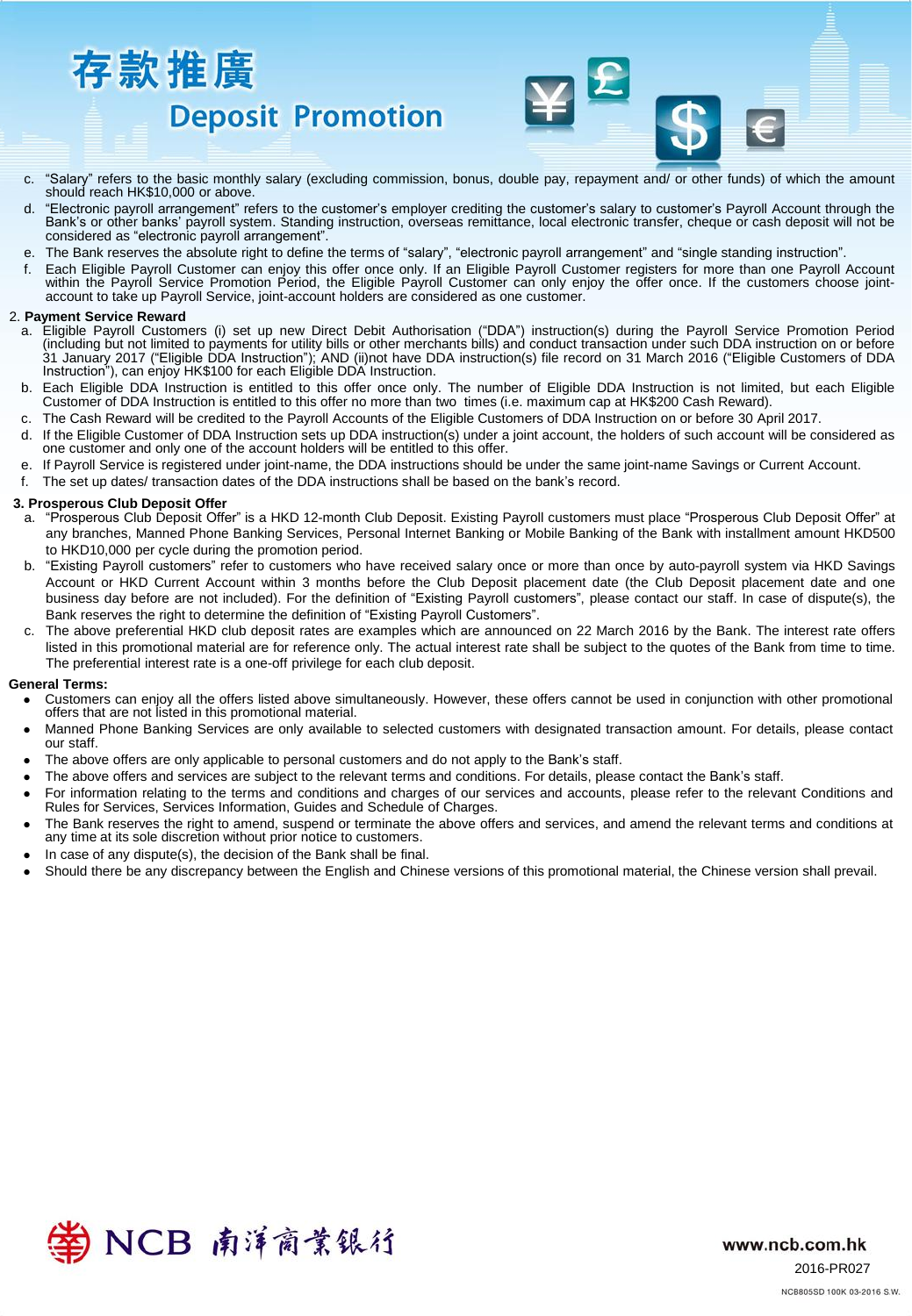# 存款推廣
## Deposit Promotion

c. "Salary" refers to the basic monthly salary (excluding commission, bonus, double pay, repayment and/ or other funds) of which the amount should reach HK$10,000 or above.

d. "Electronic payroll arrangement" refers to the customer's employer crediting the customer's salary to customer's Payroll Account through the Bank's or other banks' payroll system. Standing instruction, overseas remittance, local electronic transfer, cheque or cash deposit will not be considered as "electronic payroll arrangement".

e. The Bank reserves the absolute right to define the terms of "salary", "electronic payroll arrangement" and "single standing instruction".

f. Each Eligible Payroll Customer can enjoy this offer once only. If an Eligible Payroll Customer registers for more than one Payroll Account within the Payroll Service Promotion Period, the Eligible Payroll Customer can only enjoy the offer once. If the customers choose joint-account to take up Payroll Service, joint-account holders are considered as one customer.

2. **Payment Service Reward**

a. Eligible Payroll Customers (i) set up new Direct Debit Authorisation ("DDA") instruction(s) during the Payroll Service Promotion Period (including but not limited to payments for utility bills or other merchants bills) and conduct transaction under such DDA instruction on or before 31 January 2017 ("Eligible DDA Instruction"); AND (ii)not have DDA instruction(s) file record on 31 March 2016 ("Eligible Customers of DDA Instruction"), can enjoy HK$100 for each Eligible DDA Instruction.

b. Each Eligible DDA Instruction is entitled to this offer once only. The number of Eligible DDA Instruction is not limited, but each Eligible Customer of DDA Instruction is entitled to this offer no more than two times (i.e. maximum cap at HK$200 Cash Reward).

c. The Cash Reward will be credited to the Payroll Accounts of the Eligible Customers of DDA Instruction on or before 30 April 2017.

d. If the Eligible Customer of DDA Instruction sets up DDA instruction(s) under a joint account, the holders of such account will be considered as one customer and only one of the account holders will be entitled to this offer.

e. If Payroll Service is registered under joint-name, the DDA instructions should be under the same joint-name Savings or Current Account.

f. The set up dates/ transaction dates of the DDA instructions shall be based on the bank's record.

**3. Prosperous Club Deposit Offer**

a. "Prosperous Club Deposit Offer" is a HKD 12-month Club Deposit. Existing Payroll customers must place "Prosperous Club Deposit Offer" at any branches, Manned Phone Banking Services, Personal Internet Banking or Mobile Banking of the Bank with installment amount HKD500 to HKD10,000 per cycle during the promotion period.

b. "Existing Payroll customers" refer to customers who have received salary once or more than once by auto-payroll system via HKD Savings Account or HKD Current Account within 3 months before the Club Deposit placement date (the Club Deposit placement date and one business day before are not included). For the definition of "Existing Payroll customers", please contact our staff. In case of dispute(s), the Bank reserves the right to determine the definition of "Existing Payroll Customers".

c. The above preferential HKD club deposit rates are examples which are announced on 22 March 2016 by the Bank. The interest rate offers listed in this promotional material are for reference only. The actual interest rate shall be subject to the quotes of the Bank from time to time. The preferential interest rate is a one-off privilege for each club deposit.

**General Terms:**

- Customers can enjoy all the offers listed above simultaneously. However, these offers cannot be used in conjunction with other promotional offers that are not listed in this promotional material.
- Manned Phone Banking Services are only available to selected customers with designated transaction amount. For details, please contact our staff.
- The above offers are only applicable to personal customers and do not apply to the Bank's staff.
- The above offers and services are subject to the relevant terms and conditions. For details, please contact the Bank's staff.
- For information relating to the terms and conditions and charges of our services and accounts, please refer to the relevant Conditions and Rules for Services, Services Information, Guides and Schedule of Charges.
- The Bank reserves the right to amend, suspend or terminate the above offers and services, and amend the relevant terms and conditions at any time at its sole discretion without prior notice to customers.
- In case of any dispute(s), the decision of the Bank shall be final.
- Should there be any discrepancy between the English and Chinese versions of this promotional material, the Chinese version shall prevail.

NCB 南洋商業銀行

www.ncb.com.hk

2016-PR027

NCB805SD 100K 03-2016 S.W.